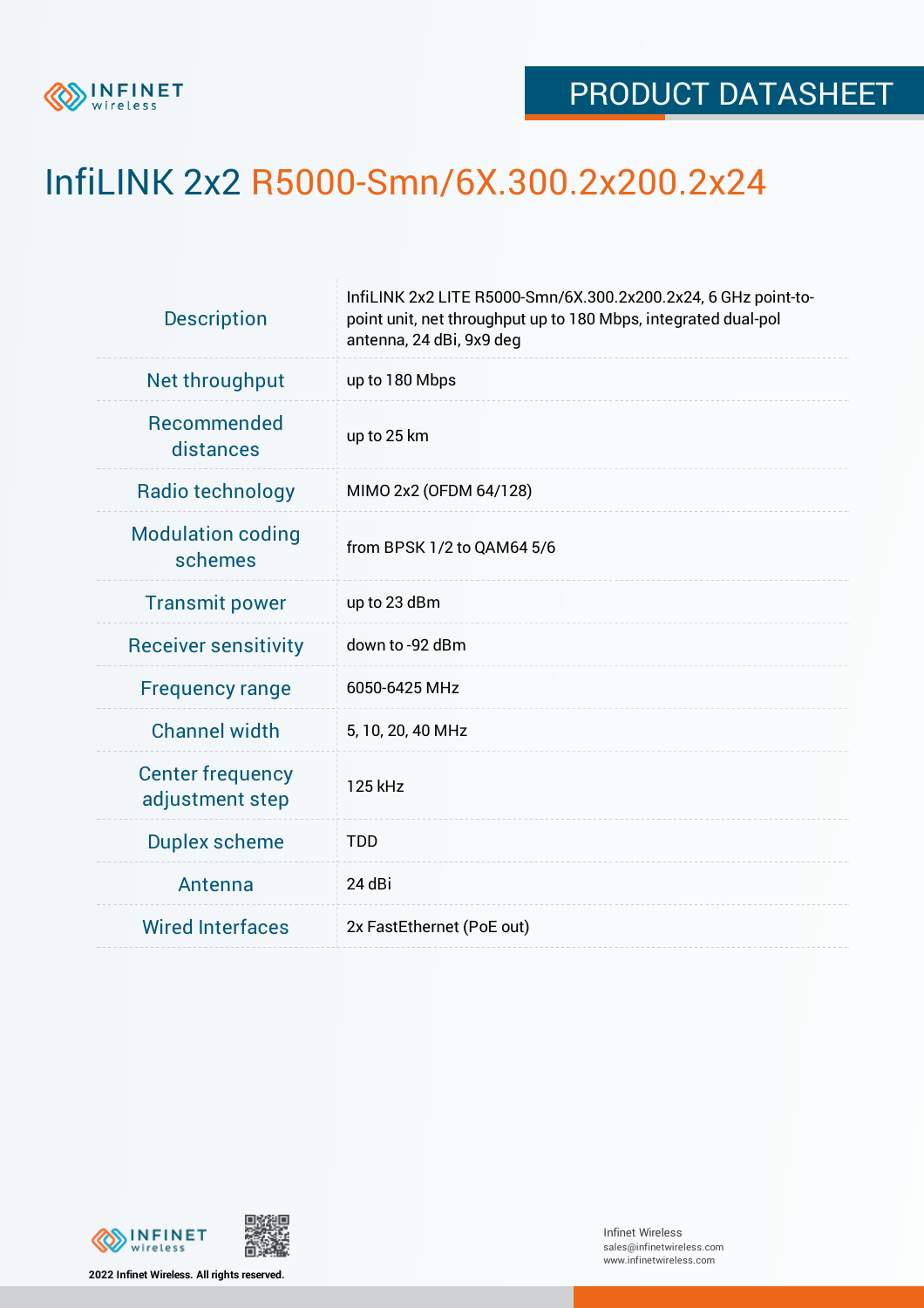PRODUCT DATASHEET

# InfiLINK 2x2 R5000-Smn/6X.300.2x200.2x24

| | |
|---|---|
| Description | InfiLINK 2x2 LITE R5000-Smn/6X.300.2x200.2x24, 6 GHz point-to-point unit, net throughput up to 180 Mbps, integrated dual-pol antenna, 24 dBi, 9x9 deg |
| Net throughput | up to 180 Mbps |
| Recommended distances | up to 25 km |
| Radio technology | MIMO 2x2 (OFDM 64/128) |
| Modulation coding schemes | from BPSK 1/2 to QAM64 5/6 |
| Transmit power | up to 23 dBm |
| Receiver sensitivity | down to -92 dBm |
| Frequency range | 6050-6425 MHz |
| Channel width | 5, 10, 20, 40 MHz |
| Center frequency adjustment step | 125 kHz |
| Duplex scheme | TDD |
| Antenna | 24 dBi |
| Wired Interfaces | 2x FastEthernet (PoE out) |

2022 Infinet Wireless. All rights reserved.

Infinet Wireless
sales@infinetwireless.com
www.infinetwireless.com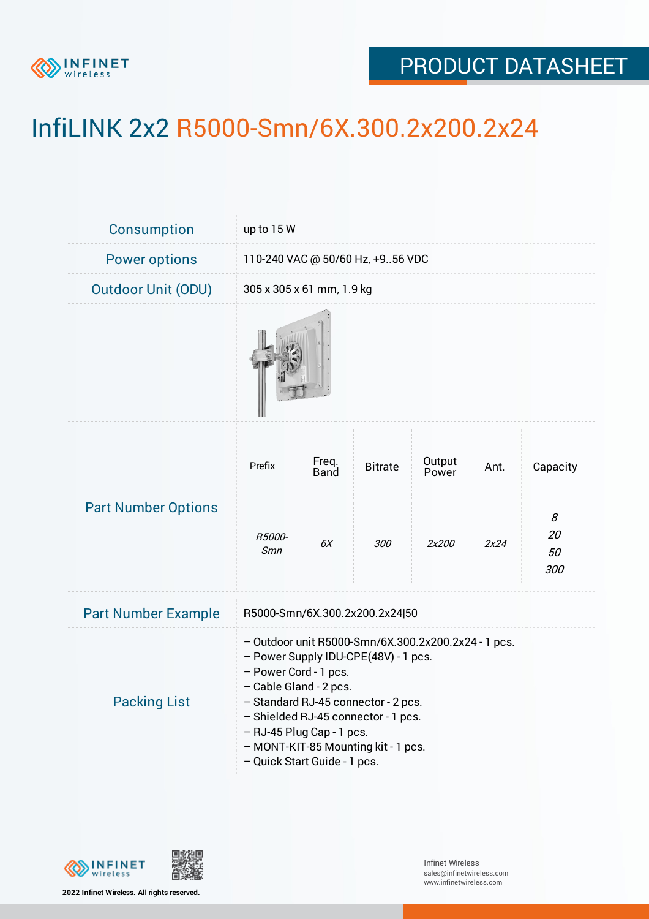# InfiLINK 2x2 R5000-Smn/6X.300.2x200.2x24

| | |
|---|---|
| Consumption | up to 15 W |
| Power options | 110-240 VAC @ 50/60 Hz, +9..56 VDC |
| Outdoor Unit (ODU) | 305 x 305 x 61 mm, 1.9 kg |

**Part Number Options**

| Prefix | Freq. Band | Bitrate | Output Power | Ant. | Capacity |
|---|---|---|---|---|---|
| *R5000-Smn* | *6X* | *300* | *2x200* | *2x24* | *8*<br>*20*<br>*50*<br>*300* |

| | |
|---|---|
| Part Number Example | R5000-Smn/6X.300.2x200.2x24\|50 |

**Packing List**

– Outdoor unit R5000-Smn/6X.300.2x200.2x24 - 1 pcs.
– Power Supply IDU-CPE(48V) - 1 pcs.
– Power Cord - 1 pcs.
– Cable Gland - 2 pcs.
– Standard RJ-45 connector - 2 pcs.
– Shielded RJ-45 connector - 1 pcs.
– RJ-45 Plug Cap - 1 pcs.
– MONT-KIT-85 Mounting kit - 1 pcs.
– Quick Start Guide - 1 pcs.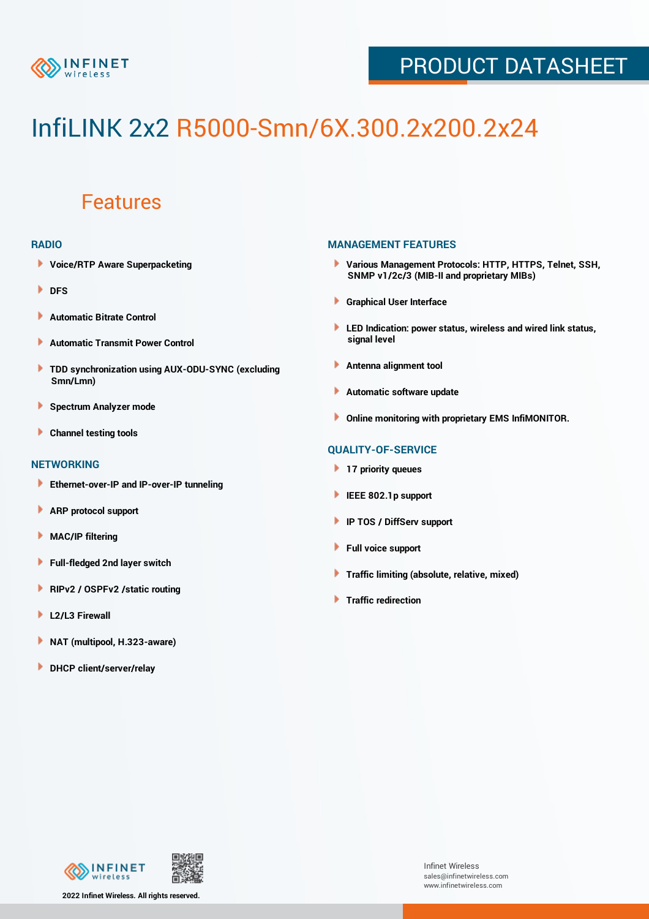# InfiLINK 2x2 R5000-Smn/6X.300.2x200.2x24

## Features

### RADIO

- Voice/RTP Aware Superpacketing
- DFS
- Automatic Bitrate Control
- Automatic Transmit Power Control
- TDD synchronization using AUX-ODU-SYNC (excluding Smn/Lmn)
- Spectrum Analyzer mode
- Channel testing tools

### NETWORKING

- Ethernet-over-IP and IP-over-IP tunneling
- ARP protocol support
- MAC/IP filtering
- Full-fledged 2nd layer switch
- RIPv2 / OSPFv2 /static routing
- L2/L3 Firewall
- NAT (multipool, H.323-aware)
- DHCP client/server/relay

### MANAGEMENT FEATURES

- Various Management Protocols: HTTP, HTTPS, Telnet, SSH, SNMP v1/2c/3 (MIB-II and proprietary MIBs)
- Graphical User Interface
- LED Indication: power status, wireless and wired link status, signal level
- Antenna alignment tool
- Automatic software update
- Online monitoring with proprietary EMS InfiMONITOR.

### QUALITY-OF-SERVICE

- 17 priority queues
- IEEE 802.1p support
- IP TOS / DiffServ support
- Full voice support
- Traffic limiting (absolute, relative, mixed)
- Traffic redirection

2022 Infinet Wireless. All rights reserved.

Infinet Wireless
sales@infinetwireless.com
www.infinetwireless.com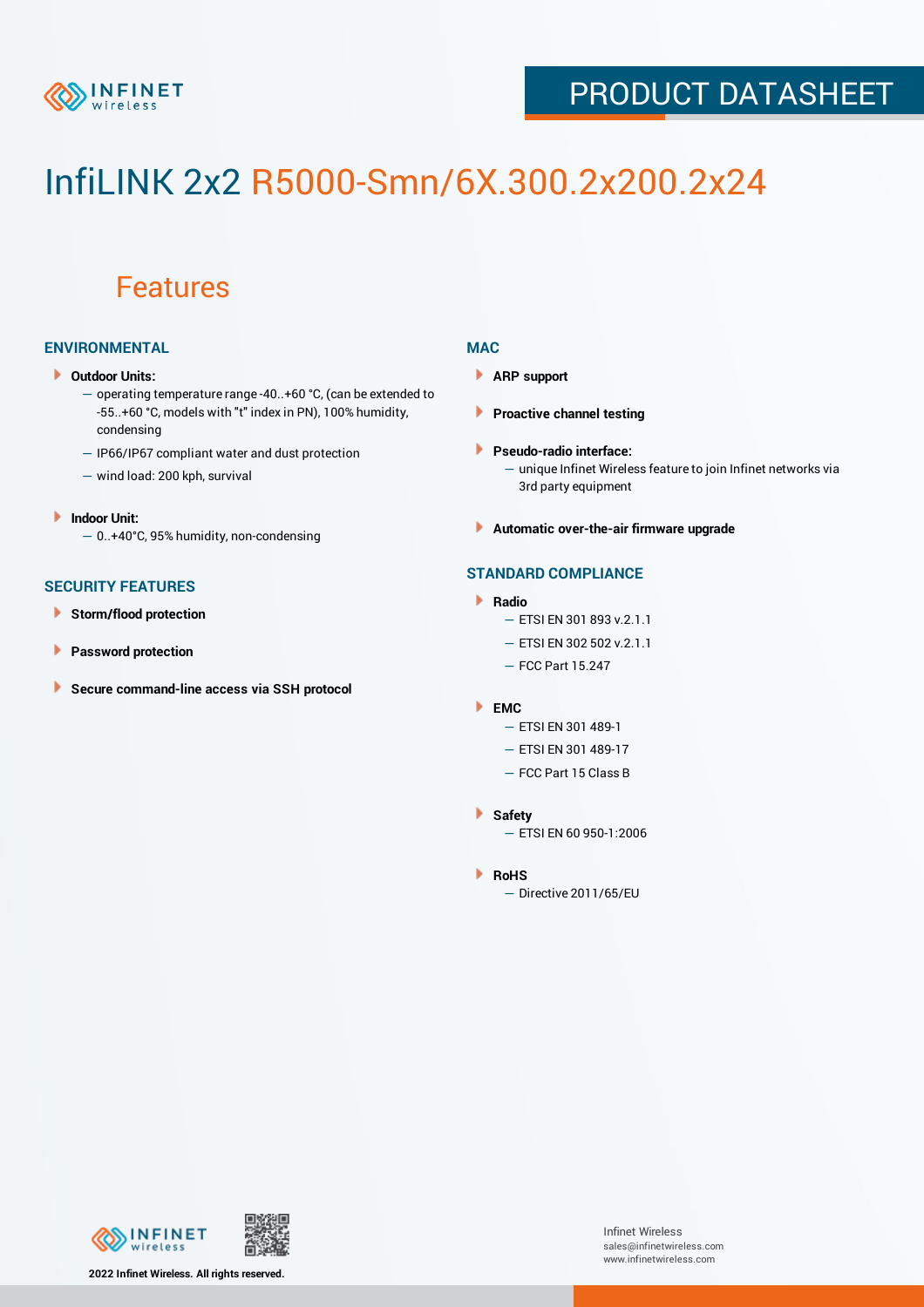# InfiLINK 2x2 R5000-Smn/6X.300.2x200.2x24

## Features

### ENVIRONMENTAL

- **Outdoor Units:**
  - operating temperature range -40..+60 °C, (can be extended to -55..+60 °C, models with "t" index in PN), 100% humidity, condensing
  - IP66/IP67 compliant water and dust protection
  - wind load: 200 kph, survival
- **Indoor Unit:**
  - 0..+40°C, 95% humidity, non-condensing

### SECURITY FEATURES

- **Storm/flood protection**
- **Password protection**
- **Secure command-line access via SSH protocol**

### MAC

- **ARP support**
- **Proactive channel testing**
- **Pseudo-radio interface:**
  - unique Infinet Wireless feature to join Infinet networks via 3rd party equipment
- **Automatic over-the-air firmware upgrade**

### STANDARD COMPLIANCE

- **Radio**
  - ETSI EN 301 893 v.2.1.1
  - ETSI EN 302 502 v.2.1.1
  - FCC Part 15.247
- **EMC**
  - ETSI EN 301 489-1
  - ETSI EN 301 489-17
  - FCC Part 15 Class B
- **Safety**
  - ETSI EN 60 950-1:2006
- **RoHS**
  - Directive 2011/65/EU

2022 Infinet Wireless. All rights reserved.

Infinet Wireless
sales@infinetwireless.com
www.infinetwireless.com